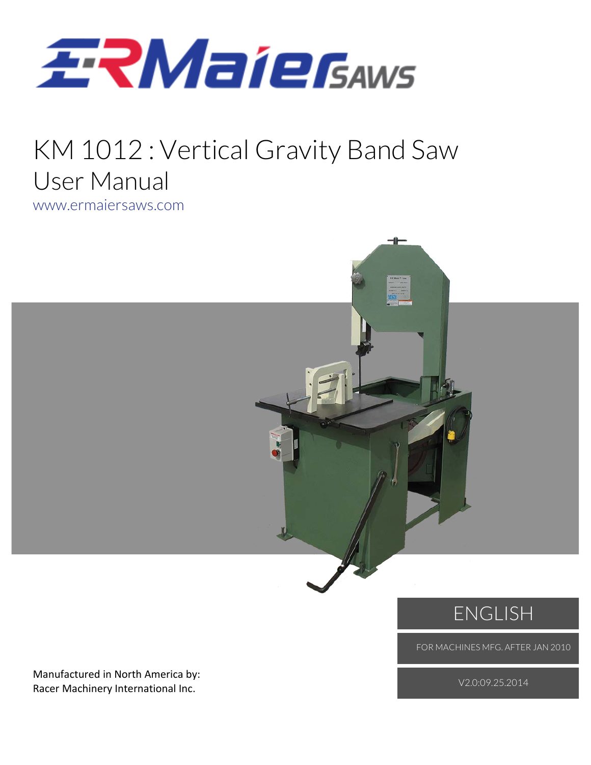# KM 1012 : Vertical Gravity Band Saw

## User Manual

www.ermaiersaws.com

ENGLISH

FOR MACHINES MFG. AFTER JAN 2010

V2.0:09.25.2014

Manufactured in North America by:
Racer Machinery International Inc.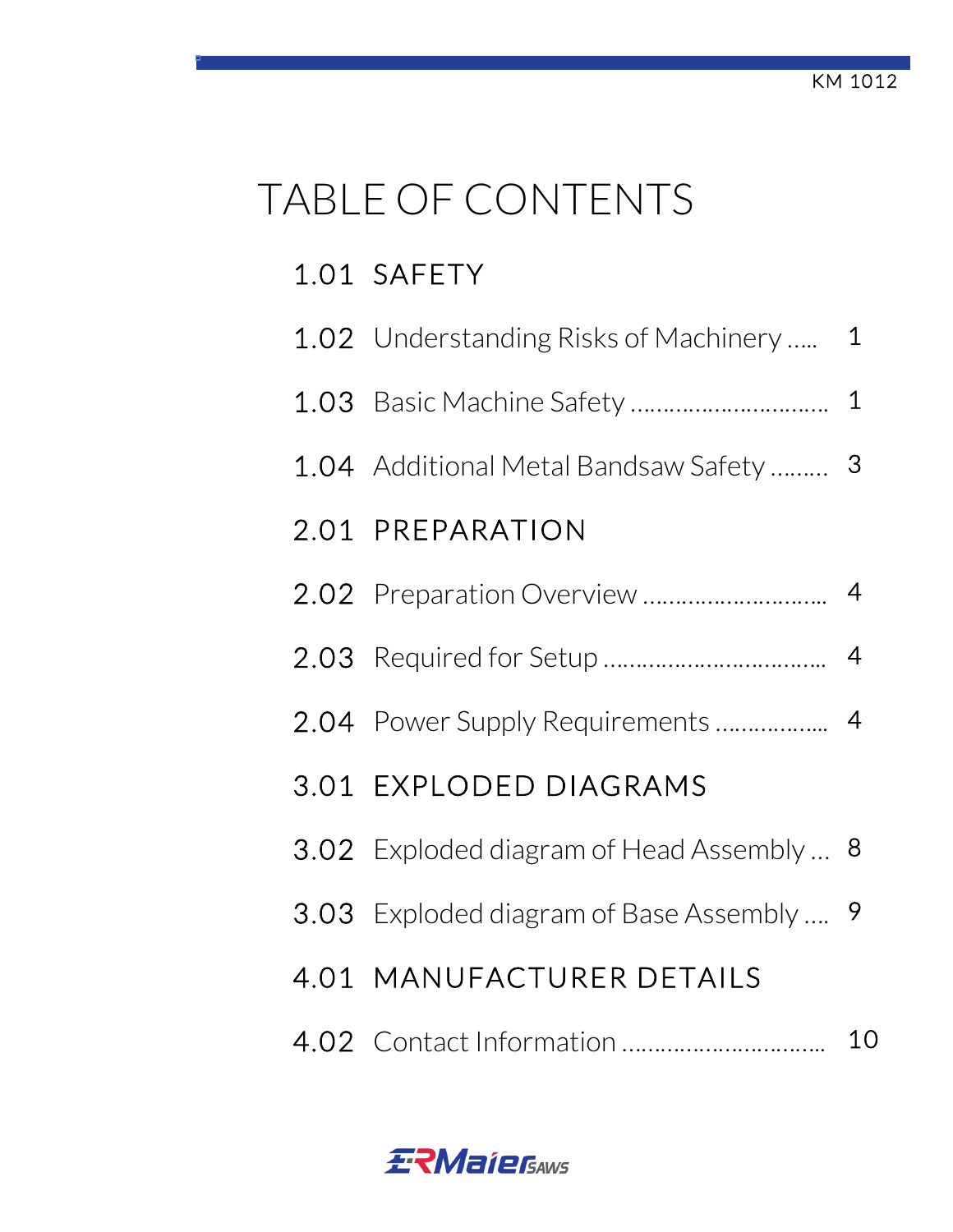# TABLE OF CONTENTS

## 1.01 SAFETY

1.02 Understanding Risks of Machinery ..... 1

1.03 Basic Machine Safety .............................. 1

1.04 Additional Metal Bandsaw Safety ......... 3

## 2.01 PREPARATION

2.02 Preparation Overview ............................ 4

2.03 Required for Setup .................................. 4

2.04 Power Supply Requirements ................. 4

## 3.01 EXPLODED DIAGRAMS

3.02 Exploded diagram of Head Assembly ... 8

3.03 Exploded diagram of Base Assembly .... 9

## 4.01 MANUFACTURER DETAILS

4.02 Contact Information ............................... 10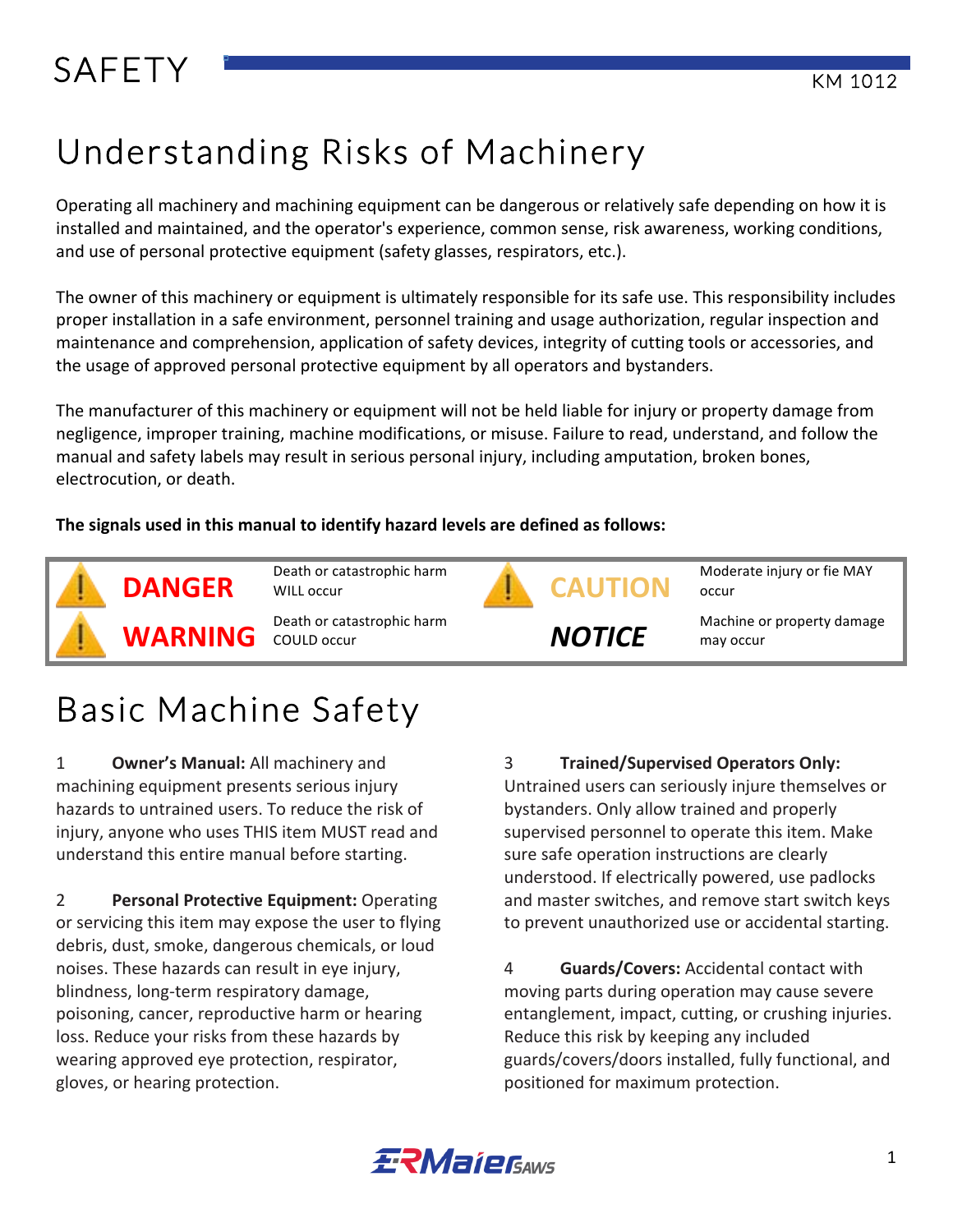# SAFETY

# Understanding Risks of Machinery

Operating all machinery and machining equipment can be dangerous or relatively safe depending on how it is installed and maintained, and the operator's experience, common sense, risk awareness, working conditions, and use of personal protective equipment (safety glasses, respirators, etc.).

The owner of this machinery or equipment is ultimately responsible for its safe use. This responsibility includes proper installation in a safe environment, personnel training and usage authorization, regular inspection and maintenance and comprehension, application of safety devices, integrity of cutting tools or accessories, and the usage of approved personal protective equipment by all operators and bystanders.

The manufacturer of this machinery or equipment will not be held liable for injury or property damage from negligence, improper training, machine modifications, or misuse. Failure to read, understand, and follow the manual and safety labels may result in serious personal injury, including amputation, broken bones, electrocution, or death.

**The signals used in this manual to identify hazard levels are defined as follows:**

| Signal | Definition | Signal | Definition |
|---|---|---|---|
| **DANGER** | Death or catastrophic harm WILL occur | **CAUTION** | Moderate injury or fie MAY occur |
| **WARNING** | Death or catastrophic harm COULD occur | ***NOTICE*** | Machine or property damage may occur |

# Basic Machine Safety

1 **Owner's Manual:** All machinery and machining equipment presents serious injury hazards to untrained users. To reduce the risk of injury, anyone who uses THIS item MUST read and understand this entire manual before starting.

2 **Personal Protective Equipment:** Operating or servicing this item may expose the user to flying debris, dust, smoke, dangerous chemicals, or loud noises. These hazards can result in eye injury, blindness, long-term respiratory damage, poisoning, cancer, reproductive harm or hearing loss. Reduce your risks from these hazards by wearing approved eye protection, respirator, gloves, or hearing protection.

3 **Trained/Supervised Operators Only:** Untrained users can seriously injure themselves or bystanders. Only allow trained and properly supervised personnel to operate this item. Make sure safe operation instructions are clearly understood. If electrically powered, use padlocks and master switches, and remove start switch keys to prevent unauthorized use or accidental starting.

4 **Guards/Covers:** Accidental contact with moving parts during operation may cause severe entanglement, impact, cutting, or crushing injuries. Reduce this risk by keeping any included guards/covers/doors installed, fully functional, and positioned for maximum protection.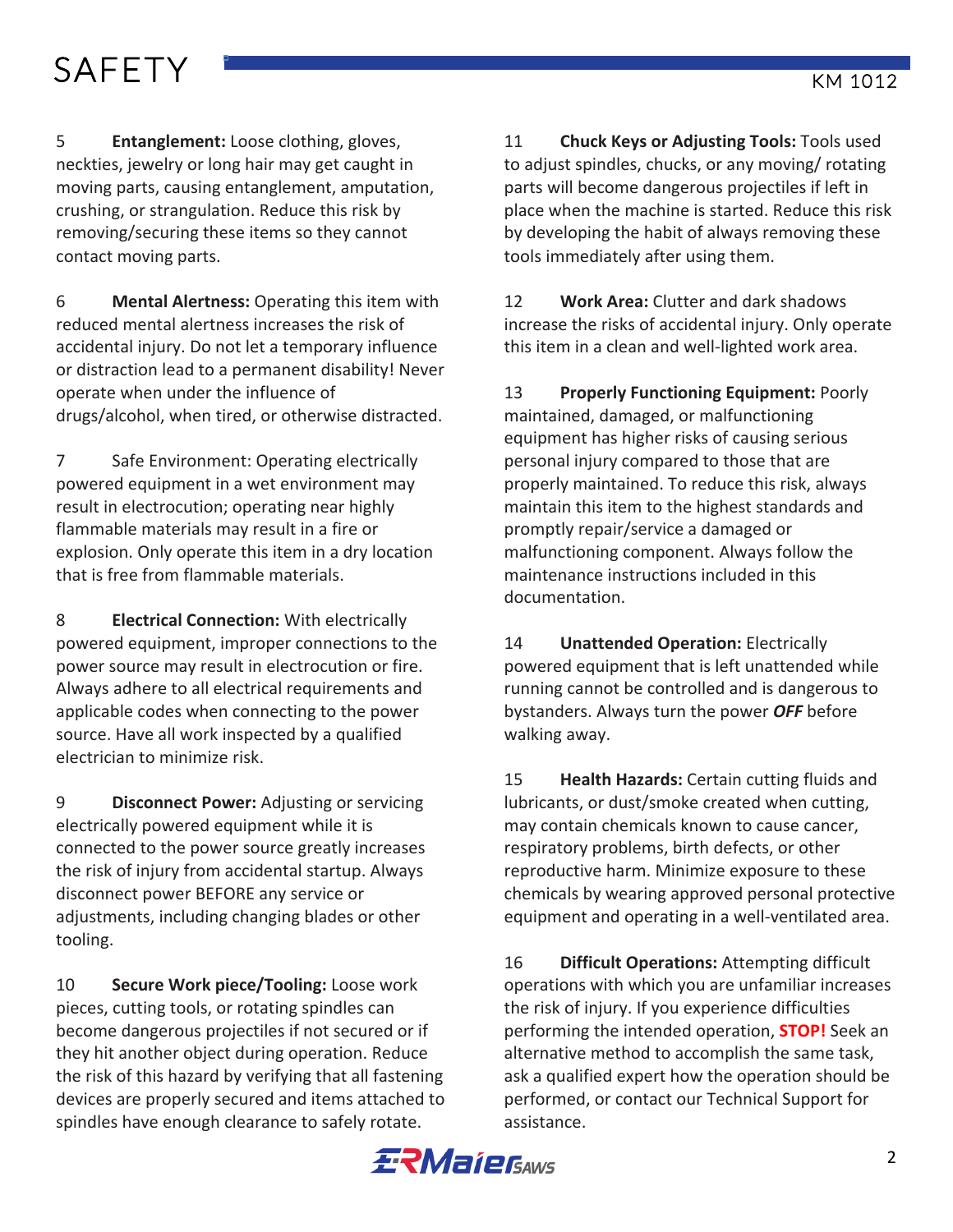# SAFETY

5 **Entanglement:** Loose clothing, gloves, neckties, jewelry or long hair may get caught in moving parts, causing entanglement, amputation, crushing, or strangulation. Reduce this risk by removing/securing these items so they cannot contact moving parts.

6 **Mental Alertness:** Operating this item with reduced mental alertness increases the risk of accidental injury. Do not let a temporary influence or distraction lead to a permanent disability! Never operate when under the influence of drugs/alcohol, when tired, or otherwise distracted.

7 Safe Environment: Operating electrically powered equipment in a wet environment may result in electrocution; operating near highly flammable materials may result in a fire or explosion. Only operate this item in a dry location that is free from flammable materials.

8 **Electrical Connection:** With electrically powered equipment, improper connections to the power source may result in electrocution or fire. Always adhere to all electrical requirements and applicable codes when connecting to the power source. Have all work inspected by a qualified electrician to minimize risk.

9 **Disconnect Power:** Adjusting or servicing electrically powered equipment while it is connected to the power source greatly increases the risk of injury from accidental startup. Always disconnect power BEFORE any service or adjustments, including changing blades or other tooling.

10 **Secure Work piece/Tooling:** Loose work pieces, cutting tools, or rotating spindles can become dangerous projectiles if not secured or if they hit another object during operation. Reduce the risk of this hazard by verifying that all fastening devices are properly secured and items attached to spindles have enough clearance to safely rotate.

11 **Chuck Keys or Adjusting Tools:** Tools used to adjust spindles, chucks, or any moving/ rotating parts will become dangerous projectiles if left in place when the machine is started. Reduce this risk by developing the habit of always removing these tools immediately after using them.

12 **Work Area:** Clutter and dark shadows increase the risks of accidental injury. Only operate this item in a clean and well-lighted work area.

13 **Properly Functioning Equipment:** Poorly maintained, damaged, or malfunctioning equipment has higher risks of causing serious personal injury compared to those that are properly maintained. To reduce this risk, always maintain this item to the highest standards and promptly repair/service a damaged or malfunctioning component. Always follow the maintenance instructions included in this documentation.

14 **Unattended Operation:** Electrically powered equipment that is left unattended while running cannot be controlled and is dangerous to bystanders. Always turn the power ***OFF*** before walking away.

15 **Health Hazards:** Certain cutting fluids and lubricants, or dust/smoke created when cutting, may contain chemicals known to cause cancer, respiratory problems, birth defects, or other reproductive harm. Minimize exposure to these chemicals by wearing approved personal protective equipment and operating in a well-ventilated area.

16 **Difficult Operations:** Attempting difficult operations with which you are unfamiliar increases the risk of injury. If you experience difficulties performing the intended operation, **STOP!** Seek an alternative method to accomplish the same task, ask a qualified expert how the operation should be performed, or contact our Technical Support for assistance.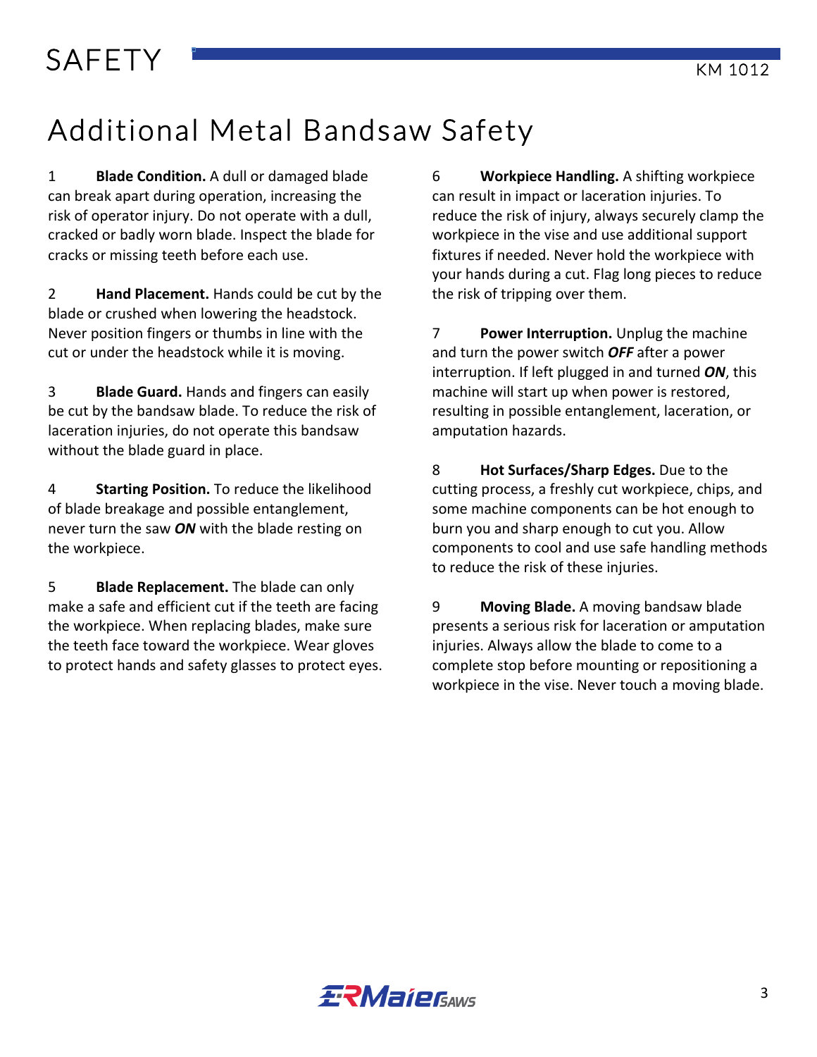# Additional Metal Bandsaw Safety

1 **Blade Condition.** A dull or damaged blade can break apart during operation, increasing the risk of operator injury. Do not operate with a dull, cracked or badly worn blade. Inspect the blade for cracks or missing teeth before each use.

2 **Hand Placement.** Hands could be cut by the blade or crushed when lowering the headstock. Never position fingers or thumbs in line with the cut or under the headstock while it is moving.

3 **Blade Guard.** Hands and fingers can easily be cut by the bandsaw blade. To reduce the risk of laceration injuries, do not operate this bandsaw without the blade guard in place.

4 **Starting Position.** To reduce the likelihood of blade breakage and possible entanglement, never turn the saw ***ON*** with the blade resting on the workpiece.

5 **Blade Replacement.** The blade can only make a safe and efficient cut if the teeth are facing the workpiece. When replacing blades, make sure the teeth face toward the workpiece. Wear gloves to protect hands and safety glasses to protect eyes.

6 **Workpiece Handling.** A shifting workpiece can result in impact or laceration injuries. To reduce the risk of injury, always securely clamp the workpiece in the vise and use additional support fixtures if needed. Never hold the workpiece with your hands during a cut. Flag long pieces to reduce the risk of tripping over them.

7 **Power Interruption.** Unplug the machine and turn the power switch ***OFF*** after a power interruption. If left plugged in and turned ***ON***, this machine will start up when power is restored, resulting in possible entanglement, laceration, or amputation hazards.

8 **Hot Surfaces/Sharp Edges.** Due to the cutting process, a freshly cut workpiece, chips, and some machine components can be hot enough to burn you and sharp enough to cut you. Allow components to cool and use safe handling methods to reduce the risk of these injuries.

9 **Moving Blade.** A moving bandsaw blade presents a serious risk for laceration or amputation injuries. Always allow the blade to come to a complete stop before mounting or repositioning a workpiece in the vise. Never touch a moving blade.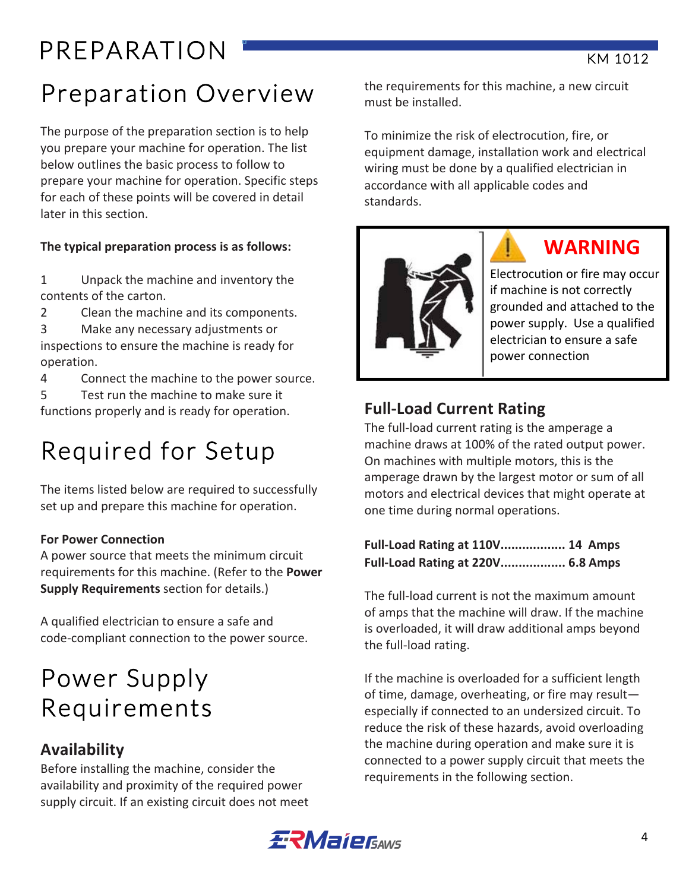# PREPARATION

## Preparation Overview

The purpose of the preparation section is to help you prepare your machine for operation. The list below outlines the basic process to follow to prepare your machine for operation. Specific steps for each of these points will be covered in detail later in this section.

**The typical preparation process is as follows:**

1. Unpack the machine and inventory the contents of the carton.
2. Clean the machine and its components.
3. Make any necessary adjustments or inspections to ensure the machine is ready for operation.
4. Connect the machine to the power source.
5. Test run the machine to make sure it functions properly and is ready for operation.

## Required for Setup

The items listed below are required to successfully set up and prepare this machine for operation.

**For Power Connection**

A power source that meets the minimum circuit requirements for this machine. (Refer to the **Power Supply Requirements** section for details.)

A qualified electrician to ensure a safe and code-compliant connection to the power source.

## Power Supply Requirements

### Availability

Before installing the machine, consider the availability and proximity of the required power supply circuit. If an existing circuit does not meet the requirements for this machine, a new circuit must be installed.

To minimize the risk of electrocution, fire, or equipment damage, installation work and electrical wiring must be done by a qualified electrician in accordance with all applicable codes and standards.

**WARNING**

Electrocution or fire may occur if machine is not correctly grounded and attached to the power supply. Use a qualified electrician to ensure a safe power connection

### Full-Load Current Rating

The full-load current rating is the amperage a machine draws at 100% of the rated output power. On machines with multiple motors, this is the amperage drawn by the largest motor or sum of all motors and electrical devices that might operate at one time during normal operations.

**Full-Load Rating at 110V.................. 14 Amps**
**Full-Load Rating at 220V.................. 6.8 Amps**

The full-load current is not the maximum amount of amps that the machine will draw. If the machine is overloaded, it will draw additional amps beyond the full-load rating.

If the machine is overloaded for a sufficient length of time, damage, overheating, or fire may result—especially if connected to an undersized circuit. To reduce the risk of these hazards, avoid overloading the machine during operation and make sure it is connected to a power supply circuit that meets the requirements in the following section.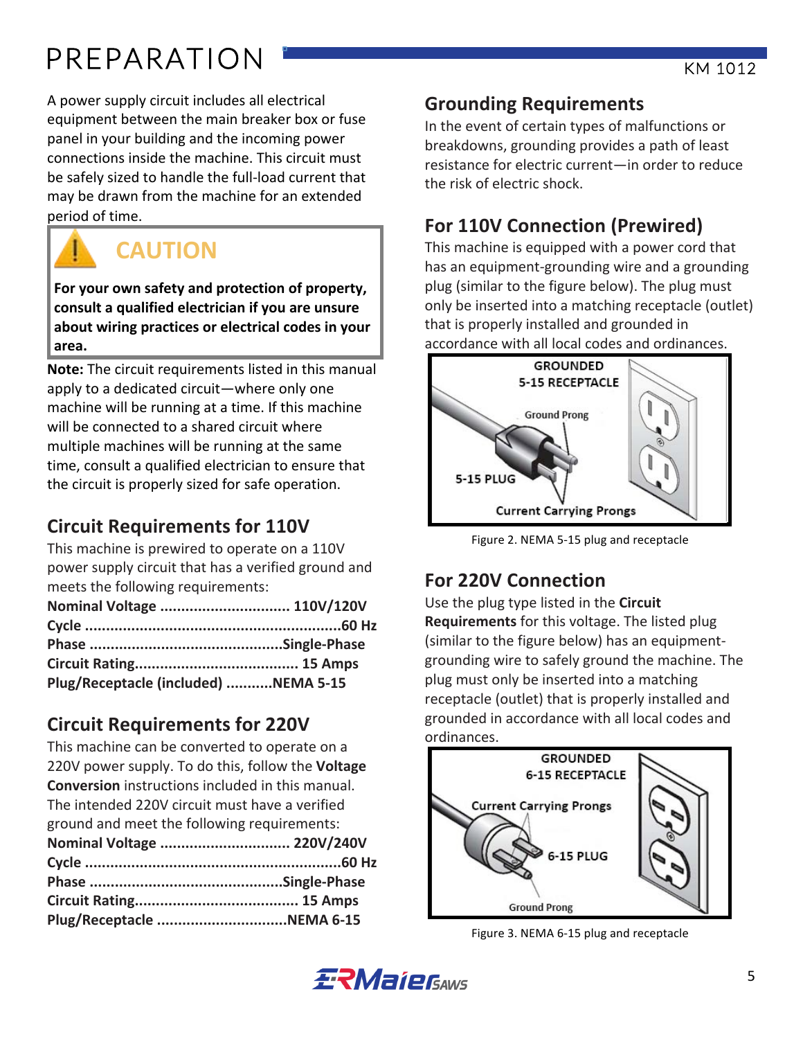# PREPARATION

A power supply circuit includes all electrical equipment between the main breaker box or fuse panel in your building and the incoming power connections inside the machine. This circuit must be safely sized to handle the full-load current that may be drawn from the machine for an extended period of time.

> **CAUTION**
>
> **For your own safety and protection of property, consult a qualified electrician if you are unsure about wiring practices or electrical codes in your area.**

**Note:** The circuit requirements listed in this manual apply to a dedicated circuit—where only one machine will be running at a time. If this machine will be connected to a shared circuit where multiple machines will be running at the same time, consult a qualified electrician to ensure that the circuit is properly sized for safe operation.

## Circuit Requirements for 110V

This machine is prewired to operate on a 110V power supply circuit that has a verified ground and meets the following requirements:

**Nominal Voltage ............................... 110V/120V**
**Cycle ............................................................60 Hz**
**Phase ............................................Single-Phase**
**Circuit Rating...................................... 15 Amps**
**Plug/Receptacle (included) ...........NEMA 5-15**

## Circuit Requirements for 220V

This machine can be converted to operate on a 220V power supply. To do this, follow the **Voltage Conversion** instructions included in this manual. The intended 220V circuit must have a verified ground and meet the following requirements:

**Nominal Voltage ............................... 220V/240V**
**Cycle ............................................................60 Hz**
**Phase ............................................Single-Phase**
**Circuit Rating...................................... 15 Amps**
**Plug/Receptacle ...............................NEMA 6-15**

## Grounding Requirements

In the event of certain types of malfunctions or breakdowns, grounding provides a path of least resistance for electric current—in order to reduce the risk of electric shock.

## For 110V Connection (Prewired)

This machine is equipped with a power cord that has an equipment-grounding wire and a grounding plug (similar to the figure below). The plug must only be inserted into a matching receptacle (outlet) that is properly installed and grounded in accordance with all local codes and ordinances.

Figure 2. NEMA 5-15 plug and receptacle

## For 220V Connection

Use the plug type listed in the **Circuit Requirements** for this voltage. The listed plug (similar to the figure below) has an equipment-grounding wire to safely ground the machine. The plug must only be inserted into a matching receptacle (outlet) that is properly installed and grounded in accordance with all local codes and ordinances.

Figure 3. NEMA 6-15 plug and receptacle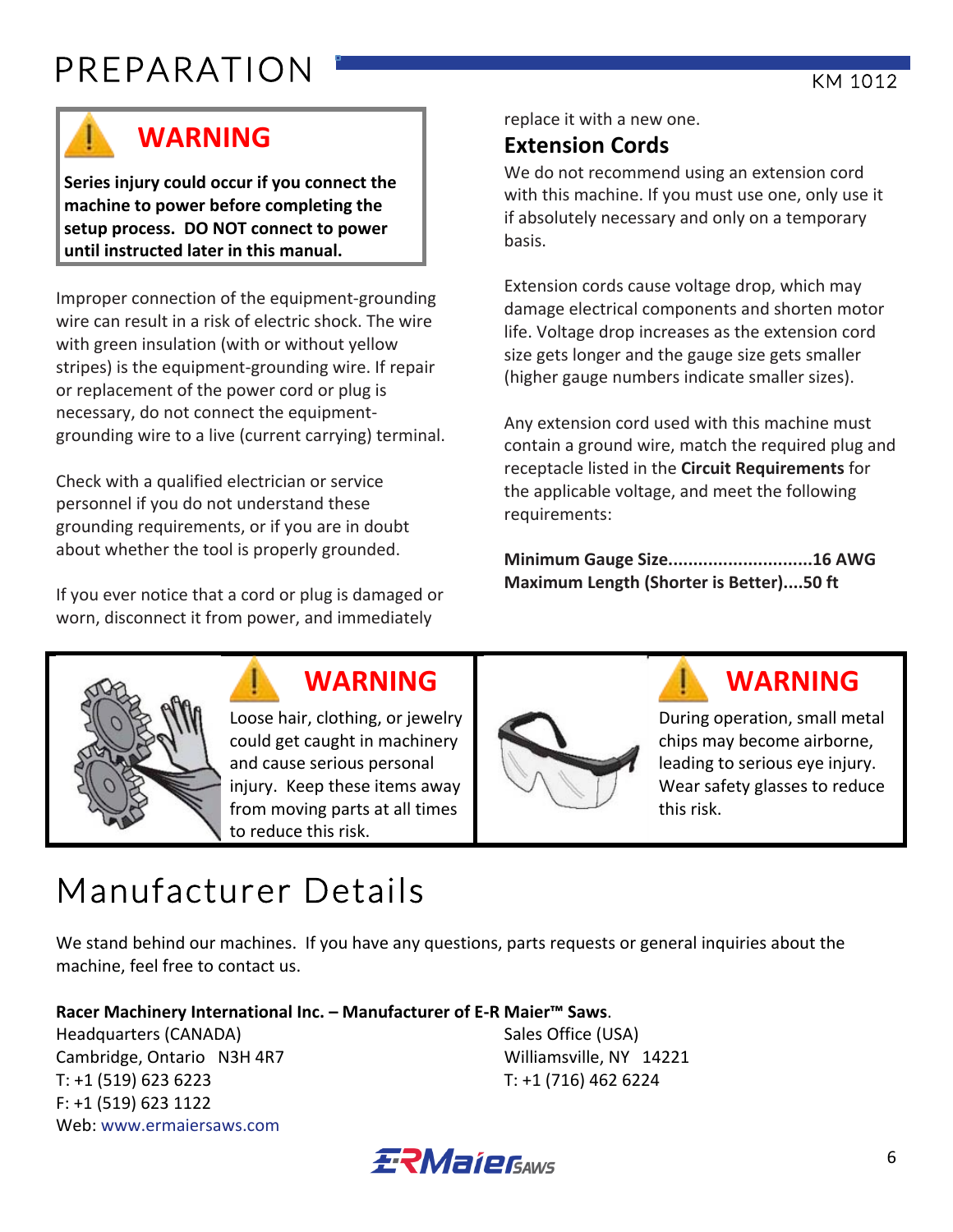# PREPARATION

> **WARNING**
>
> **Series injury could occur if you connect the machine to power before completing the setup process. DO NOT connect to power until instructed later in this manual.**

Improper connection of the equipment-grounding wire can result in a risk of electric shock. The wire with green insulation (with or without yellow stripes) is the equipment-grounding wire. If repair or replacement of the power cord or plug is necessary, do not connect the equipment-grounding wire to a live (current carrying) terminal.

Check with a qualified electrician or service personnel if you do not understand these grounding requirements, or if you are in doubt about whether the tool is properly grounded.

If you ever notice that a cord or plug is damaged or worn, disconnect it from power, and immediately replace it with a new one.

### Extension Cords

We do not recommend using an extension cord with this machine. If you must use one, only use it if absolutely necessary and only on a temporary basis.

Extension cords cause voltage drop, which may damage electrical components and shorten motor life. Voltage drop increases as the extension cord size gets longer and the gauge size gets smaller (higher gauge numbers indicate smaller sizes).

Any extension cord used with this machine must contain a ground wire, match the required plug and receptacle listed in the **Circuit Requirements** for the applicable voltage, and meet the following requirements:

**Minimum Gauge Size............................16 AWG**
**Maximum Length (Shorter is Better)....50 ft**

> **WARNING**
>
> Loose hair, clothing, or jewelry could get caught in machinery and cause serious personal injury. Keep these items away from moving parts at all times to reduce this risk.

> **WARNING**
>
> During operation, small metal chips may become airborne, leading to serious eye injury. Wear safety glasses to reduce this risk.

# Manufacturer Details

We stand behind our machines. If you have any questions, parts requests or general inquiries about the machine, feel free to contact us.

**Racer Machinery International Inc. – Manufacturer of E-R Maier™ Saws**.

Headquarters (CANADA)
Cambridge, Ontario N3H 4R7
T: +1 (519) 623 6223
F: +1 (519) 623 1122
Web: www.ermaiersaws.com

Sales Office (USA)
Williamsville, NY 14221
T: +1 (716) 462 6224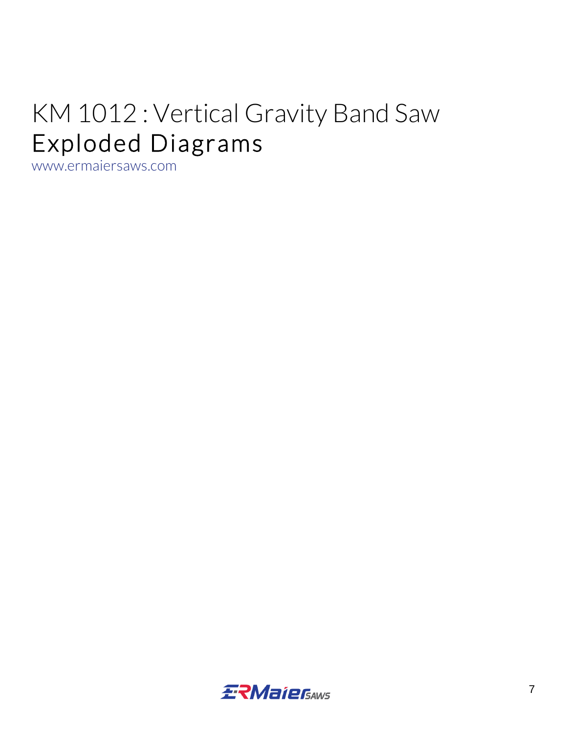# KM 1012 : Vertical Gravity Band Saw
## Exploded Diagrams

www.ermaiersaws.com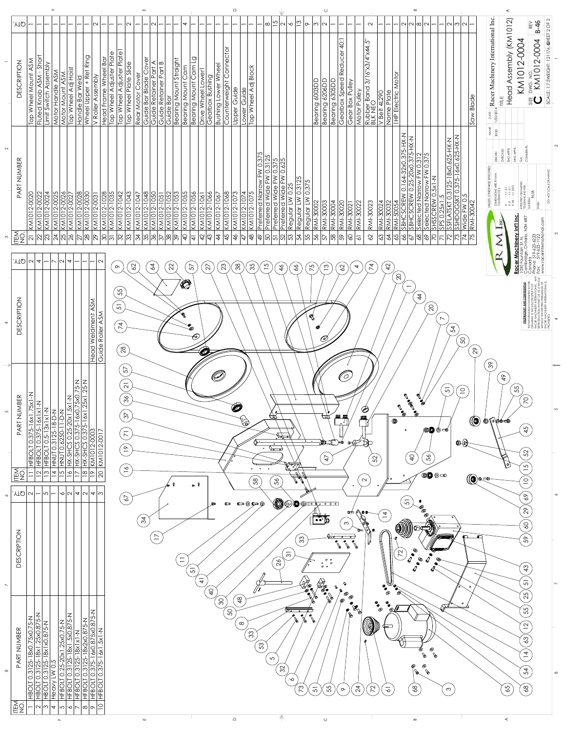| ITEM NO. | PART NUMBER | DESCRIPTION | QTY. |
|---|---|---|---|
| 1 | HBOLT 0.3125-18x0.75x0.75-N | | 2 |
| 2 | HFBOLT 0.3125-18x1.25x0.875-N | | 1 |
| 3 | HFBOLT 0.3125-18x1x0.875-N | | 5 |
| 4 | Heavy LW 0.5 | | 1 |
| 5 | HFBOLT 0.25-20x1.25x0.75-N | | 6 |
| 6 | HFBOLT 0.3125-18x1.5x0.875-N | | 2 |
| 7 | HFBOLT 0.3125-18x1x1-N | | 4 |
| 8 | HFBOLT 0.3125-18x2x0.875-N | | 2 |
| 9 | HFBOLT 0.375-16x0.875x0.875-N | | 4 |
| 10 | HFBOLT 0.375-16x1.5x1-N | | 3 |

| ITEM NO. | PART NUMBER | DESCRIPTION | QTY. |
|---|---|---|---|
| 11 | HFBOLT 0.375-16x1.75x1-N | | 2 |
| 12 | HFBOLT 0.375-16x1x1-N | | 4 |
| 13 | HFBOLT 0.5-13x1x1-N | | 1 |
| 14 | HNUT 0.3125-18-D-N | | 7 |
| 15 | HNUT 0.6250-11-D-N | | 2 |
| 16 | HX-SHCS 0.25-20x1.5x1-N | | 4 |
| 17 | HX-SHCS 0.375-16x0.75x0.75-N | | 1 |
| 18 | HX-SHCS 0.375-16x1.25x1.25-N | | 1 |
| 19 | KM1012-0003 | Head Weldment ASM | 1 |
| 20 | KM1012-0017 | Guide Roller ASM | 2 |

| ITEM NO. | PART NUMBER | DESCRIPTION | QTY. |
|---|---|---|---|
| 21 | KM1012-0020 | Top Wheel Mount ASM | 1 |
| 22 | KM1012-0022 | Fluted Knob ASM - Short | 1 |
| 23 | KM1012-0024 | Limit Switch Assembly | 1 |
| 24 | KM1012-0025 | Motor Handle ASM | 1 |
| 25 | KM1012-0026 | Motor Mount ASM | 1 |
| 26 | KM1012-0027 | Top Wheel Adj Hoist | 1 |
| 27 | KM1012-0028 | Handle Bar Weld | 1 |
| 28 | KM1012-0030 | Wheel Upper + Ret Ring | 1 |
| 29 | KM1012-0031 | V Roller Assembly | 2 |
| 30 | KM1012-1028 | Head Frame Wheel Bar | 1 |
| 31 | KM1012-1035 | Top Wheel Adjuster Plate | 1 |
| 32 | KM1012-1042 | Top Wheel Adjuster Plate I | 1 |
| 33 | KM1012-1043 | Top Wheel Plate Slide | 2 |
| 34 | KM1012-1047 | Rear Motor Cover | 1 |
| 35 | KM1012-1048 | Guide Bar Blade Cover | 1 |
| 36 | KM1012-1050 | Guide Retainer Part A | 2 |
| 37 | KM1012-1051 | Guide Retainer Part B | 1 |
| 38 | KM1012-1052 | Guide Bar | 1 |
| 39 | KM1012-1053 | Bearing Mount Straight | 1 |
| 40 | KM1012-1055 | Bearing Mount Cam | 4 |
| 41 | KM1012-1056 | Bearing Mount Cam Lg | 1 |
| 42 | KM1012-1061 | Drive Wheel Lower I | 1 |
| 43 | KM1012-1066 | Gearbox Bushing | 1 |
| 44 | KM1012-1067 | Bushing Lower Wheel | 1 |
| 45 | KM1012-1068 | Counterweight Connector | 1 |
| 46 | KM1012-1073 | Upper Guide | 1 |
| 47 | KM1012-1074 | Lower Guide | 1 |
| 48 | KM1012-1075 | Top Wheel Adj Block | 1 |
| 49 | Preferred Narrow FW 0.375 | | 1 |
| 50 | Preferred Wide FW 0.3125 | | 8 |
| 51 | Preferred Wide FW 0.375 | | 15 |
| 52 | Preferred Wide FW 0.625 | | 2 |
| 53 | Regular LW 0.25 | | 6 |
| 54 | Regular LW 0.3125 | | 13 |
| 55 | Regular LW 0.375 | | 9 |
| 56 | RMI-30002 | Bearing 6003DD | 3 |
| 57 | RMI-30003 | Bearing 6206DD | 2 |
| 58 | RMI-30004 | Bearing 6305DD | 1 |
| 59 | RMI-30020 | Gearbox Speed Reducer 40:1 | 1 |
| 60 | RMI-30021 | Gear Box Pulley | 1 |
| 61 | RMI-30022 | Motor Pulley | 1 |
| 62 | RMI-30023 | Rubber Band 3/16"x3/4"x44.5" BLK NEO | 2 |
| 63 | RMI-30024 | V Belt 4L290 | 1 |
| 64 | RMI-30032 | Name Plate | 1 |
| 65 | RMI-50054 | 1HP Electric Motor | 1 |
| 66 | SBHCSCREW 0.164-32x0.375-HX-N | | 2 |
| 67 | SBHCSCREW 0.25-20x0.375-HX-N | | 2 |
| 68 | Selected Narrow FW 0.312 | | 8 |
| 69 | Selected Narrow FW 0.375 | | 2 |
| 70 | SHSSCREW 0.5x1-N | | 1 |
| 71 | SPS 0.25x1.5 | | 1 |
| 72 | SSFLATSKT 0.3125-18x0.625-HX-N | | 2 |
| 73 | SSHDOGSKT 0.375-16x0.625-HX-N | | 3 |
| 74 | Wide FW 0.5 | | 2 |
| 75 | RMI-30042 | Saw Blade | 1 |

**Racer Machinery Int'l Inc.**
1030 Fountain St. N.
Cambridge, Ontario, N3H 4R7
Canada
Phone: 519-658-6223
Fax: 519-658-1122
www.racerinternational.com

**PROPRIETARY AND CONFIDENTIAL**
THE INFORMATION CONTAINED IN THIS DRAWING IS THE SOLE PROPERTY OF RACER MACHINERY INTERNATIONAL. ANY REPRODUCTION IN PART OR AS A WHOLE WITHOUT THE WRITTEN PERMISSION OF RACER MACHINERY INTERNATIONAL IS PROHIBITED.

UNLESS OTHERWISE SPECIFIED:
DIMENSIONS ARE IN MM
TOLERANCES:
X = +/- 1
X.X = +/- 0.1
X.XX = +/- 0.02

INTERPRET GEOMETRIC TOLERANCING PER:
MATERIAL: N/A
FINISH:
DO NOT SCALE DRAWING

| | NAME | DATE |
|---|---|---|
| DRAWN | lpop | 1/30/2014 |
| CHECKED | | |
| ENG APPR. | | |
| MFG APPR. | | |
| Q.A. | | |
| COMMENTS: | | |

Racer Machinery International Inc.

TITLE: Head Assembly (KM1012)
KM1012-0004

SIZE: C  DWG. NO.: KM1012-0004  REV: B-46

SCALE: 1:7.5  WEIGHT: 121174.49  SHEET 2 OF 2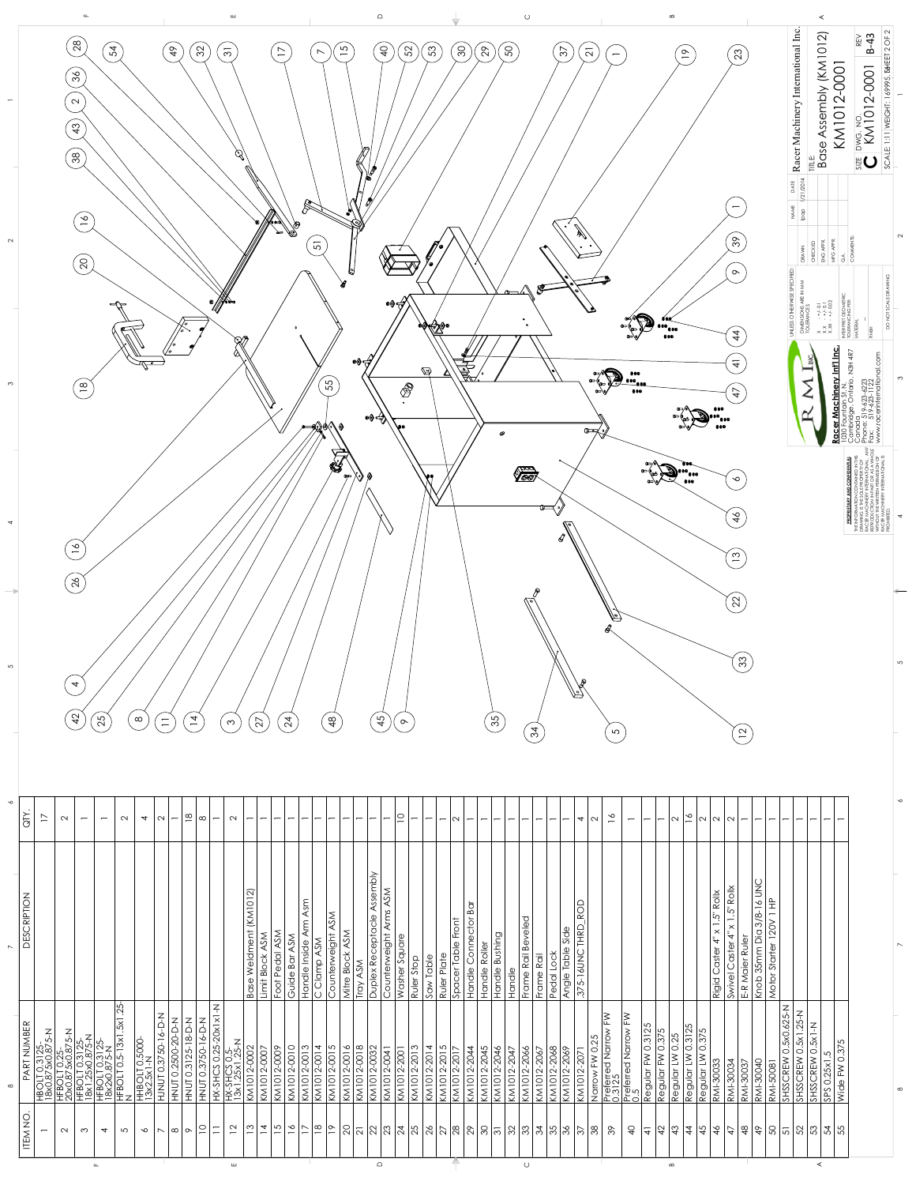| ITEM NO. | PART NUMBER | DESCRIPTION | QTY. |
|---|---|---|---|
| 1 | HBOLT 0.3125-18x0.875x0.875-N | | 17 |
| 2 | HFBOLT 0.25-20x0.875x0.875-N | | 2 |
| 3 | HFBOLT 0.3125-18x1.25x0.875-N | | 1 |
| 4 | HFBOLT 0.3125-18x2x0.875-N | | 1 |
| 5 | HFBOLT 0.5-13x1.5x1.25-N | | 2 |
| 6 | HHBOLT 0.5000-13x2.5x1-N | | 4 |
| 7 | HJNUT 0.3750-16-D-N | | 2 |
| 8 | HNUT 0.2500-20-D-N | | 1 |
| 9 | HNUT 0.3125-18-D-N | | 18 |
| 10 | HNUT 0.3750-16-D-N | | 8 |
| 11 | HX-SHCS 0.25-20x1x1-N | | 1 |
| 12 | HX-SHCS 0.5-13x1.25x1.25-N | | 2 |
| 13 | KM1012-0002 | Base Weldment (KM1012) | 1 |
| 14 | KM1012-0007 | Limit Block ASM | 1 |
| 15 | KM1012-0009 | Foot Pedal ASM | 1 |
| 16 | KM1012-0010 | Guide Bar ASM | 1 |
| 17 | KM1012-0013 | Handle Inside Arm Asm | 1 |
| 18 | KM1012-0014 | C Clamp ASM | 1 |
| 19 | KM1012-0015 | Counterweight ASM | 1 |
| 20 | KM1012-0016 | Mitre Block ASM | 1 |
| 21 | KM1012-0018 | Tray ASM | 1 |
| 22 | KM1012-0032 | Duplex Receptacle Assembly | 1 |
| 23 | KM1012-0041 | Counterweight Arms ASM | 1 |
| 24 | KM1012-2001 | Washer Square | 10 |
| 25 | KM1012-2013 | Ruler Stop | 1 |
| 26 | KM1012-2014 | Saw Table | 1 |
| 27 | KM1012-2015 | Ruler Plate | 1 |
| 28 | KM1012-2017 | Spacer Table Front | 2 |
| 29 | KM1012-2044 | Handle Connector Bar | 1 |
| 30 | KM1012-2045 | Handle Roller | 1 |
| 31 | KM1012-2046 | Handle Bushing | 1 |
| 32 | KM1012-2047 | Handle | 1 |
| 33 | KM1012-2066 | Frame Rail Beveled | 1 |
| 34 | KM1012-2067 | Frame Rail | 1 |
| 35 | KM1012-2068 | Pedal Lock | 1 |
| 36 | KM1012-2069 | Angle Table Side | 1 |
| 37 | KM1012-2071 | .375-16UNC THRD_ROD | 4 |
| 38 | Narrow FW 0.25 | | 2 |
| 39 | Preferred Narrow FW 0.3125 | | 16 |
| 40 | Preferred Narrow FW 0.5 | | 1 |
| 41 | Regular FW 0.3125 | | 1 |
| 42 | Regular FW 0.375 | | 1 |
| 43 | Regular LW 0.25 | | 2 |
| 44 | Regular LW 0.3125 | | 16 |
| 45 | Regular LW 0.375 | | 2 |
| 46 | RMI-30033 | Rigid Caster 4" x 1.5" Rollx | 2 |
| 47 | RMI-30034 | Swivel Caster 4" x 1.5" Rollx | 2 |
| 48 | RMI-30037 | E-R Maier Ruler | 1 |
| 49 | RMI-30040 | Knob 35mm Dia 3/8-16 UNC | 1 |
| 50 | RMI-50081 | Motor Starter 120V 1 HP | 1 |
| 51 | SHSSCREW 0.5x0.625-N | | 1 |
| 52 | SHSSCREW 0.5x1.25-N | | 1 |
| 53 | SHSSCREW 0.5x1-N | | 1 |
| 54 | SPS 0.25x1.5 | | 1 |
| 55 | Wide FW 0.375 | | 1 |

UNLESS OTHERWISE SPECIFIED:
DIMENSIONS ARE IN MM
TOLERANCES:
X ± 0.5
X.X ± 0.1
X.XX ± 0.02
INTERPRET GEOMETRIC TOLERANCING PER:
MATERIAL
FINISH
DO NOT SCALE DRAWING

| | NAME | DATE |
|---|---|---|
| DRAWN | lpap | 1/21/2014 |
| CHECKED | | |
| ENG APPR. | | |
| MFG APPR. | | |
| Q.A. | | |
| COMMENTS: | | |

**PROPRIETARY AND CONFIDENTIAL**
THE INFORMATION CONTAINED IN THIS DRAWING IS THE SOLE PROPERTY OF RACER MACHINERY INTERNATIONAL. ANY REPRODUCTION IN PART OR AS A WHOLE WITHOUT THE WRITTEN PERMISSION OF RACER MACHINERY INTERNATIONAL IS PROHIBITED.

**Racer Machinery Int'l Inc.**
1030 Fountain St. N.
Cambridge, Ontario, N3H 4R7
Canada
Phone: 519-623-6223
Fax: 519-623-1122
www.racerinternational.com

Racer Machinery International Inc.

TITLE:
Base Assembly (KM1012)
KM1012-0001

SIZE: C | DWG. NO.: KM1012-0001 | REV: B-43

SCALE: 1:11 | WEIGHT: 169995.56 | SHEET 2 OF 2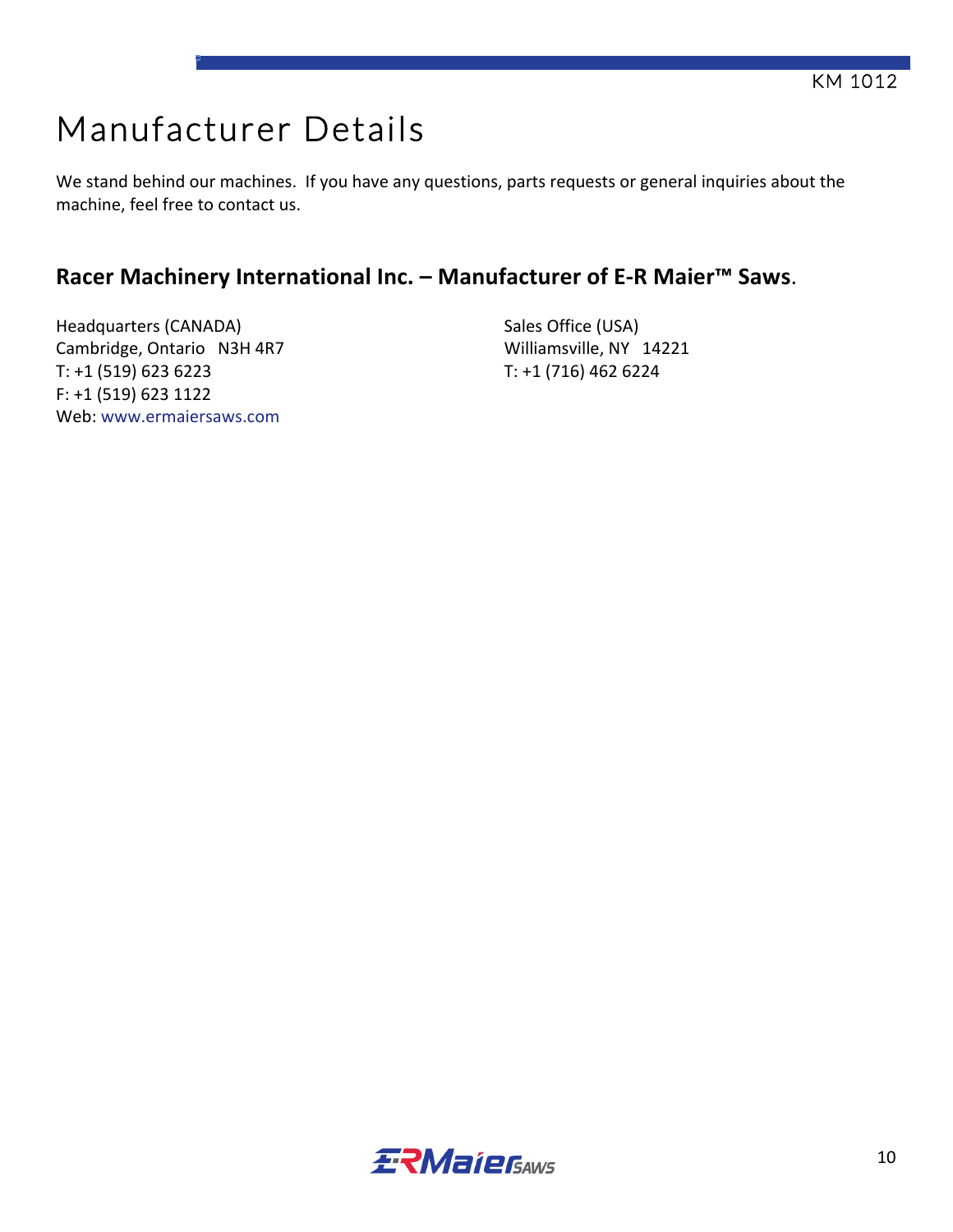# Manufacturer Details

We stand behind our machines. If you have any questions, parts requests or general inquiries about the machine, feel free to contact us.

**Racer Machinery International Inc. – Manufacturer of E-R Maier™ Saws**.

Headquarters (CANADA)
Cambridge, Ontario N3H 4R7
T: +1 (519) 623 6223
F: +1 (519) 623 1122
Web: www.ermaiersaws.com

Sales Office (USA)
Williamsville, NY 14221
T: +1 (716) 462 6224